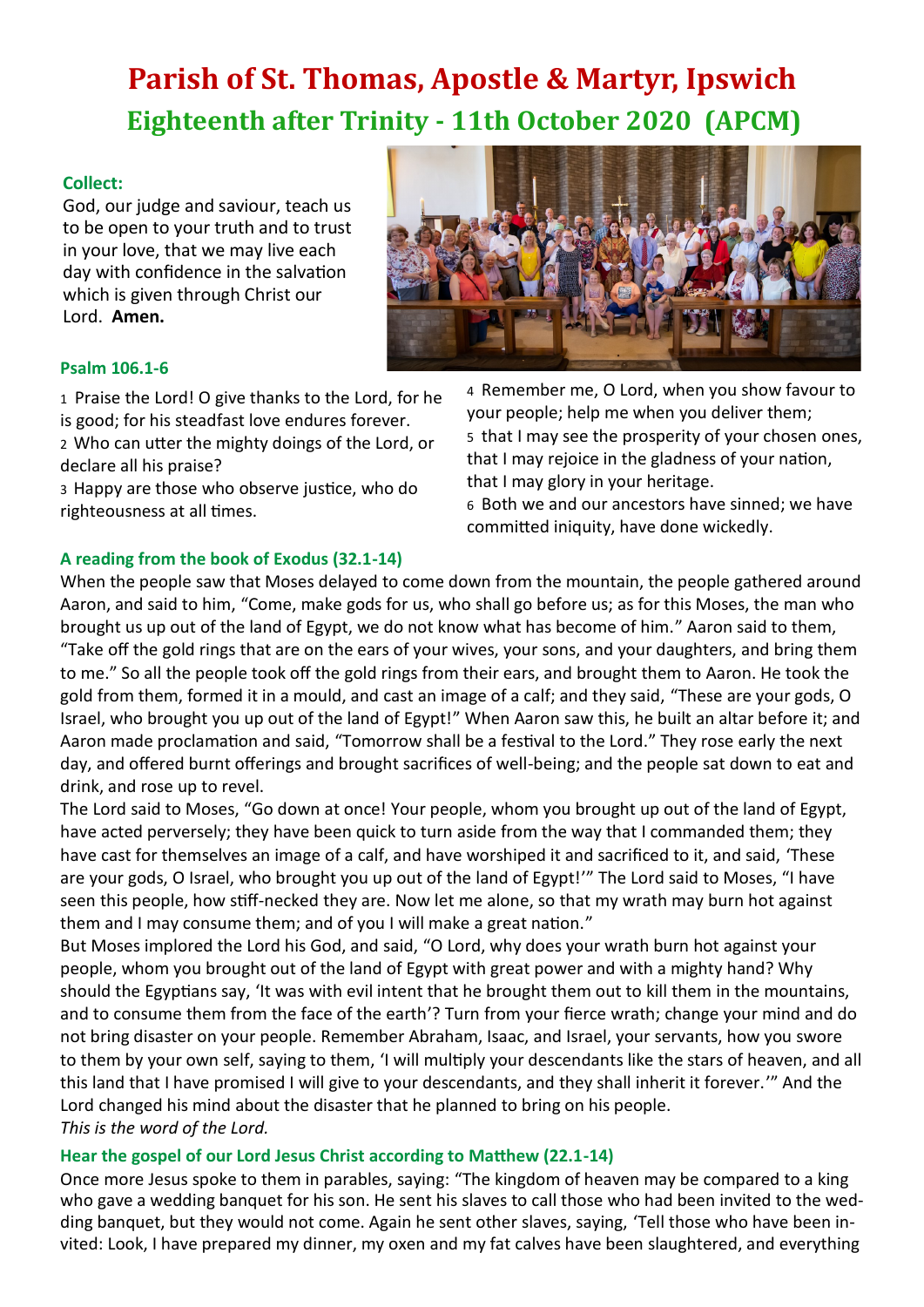# Parish of St. Thomas, Apostle & Martyr, Ipswich

## Eighteenth after Trinity - 11th October 2020 (APCM)

**Collect:**

God, our judge and saviour, teach us to be open to your truth and to trust in your love, that we may live each day with confidence in the salvation which is given through Christ our Lord. **Amen.**

**Psalm 106.1-6**

1 Praise the Lord! O give thanks to the Lord, for he is good; for his steadfast love endures forever.
2 Who can utter the mighty doings of the Lord, or declare all his praise?
3 Happy are those who observe justice, who do righteousness at all times.
4 Remember me, O Lord, when you show favour to your people; help me when you deliver them;
5 that I may see the prosperity of your chosen ones, that I may rejoice in the gladness of your nation, that I may glory in your heritage.
6 Both we and our ancestors have sinned; we have committed iniquity, have done wickedly.

**A reading from the book of Exodus (32.1-14)**

When the people saw that Moses delayed to come down from the mountain, the people gathered around Aaron, and said to him, "Come, make gods for us, who shall go before us; as for this Moses, the man who brought us up out of the land of Egypt, we do not know what has become of him." Aaron said to them, "Take off the gold rings that are on the ears of your wives, your sons, and your daughters, and bring them to me." So all the people took off the gold rings from their ears, and brought them to Aaron. He took the gold from them, formed it in a mould, and cast an image of a calf; and they said, "These are your gods, O Israel, who brought you up out of the land of Egypt!" When Aaron saw this, he built an altar before it; and Aaron made proclamation and said, "Tomorrow shall be a festival to the Lord." They rose early the next day, and offered burnt offerings and brought sacrifices of well-being; and the people sat down to eat and drink, and rose up to revel.

The Lord said to Moses, "Go down at once! Your people, whom you brought up out of the land of Egypt, have acted perversely; they have been quick to turn aside from the way that I commanded them; they have cast for themselves an image of a calf, and have worshiped it and sacrificed to it, and said, 'These are your gods, O Israel, who brought you up out of the land of Egypt!'" The Lord said to Moses, "I have seen this people, how stiff-necked they are. Now let me alone, so that my wrath may burn hot against them and I may consume them; and of you I will make a great nation."

But Moses implored the Lord his God, and said, "O Lord, why does your wrath burn hot against your people, whom you brought out of the land of Egypt with great power and with a mighty hand? Why should the Egyptians say, 'It was with evil intent that he brought them out to kill them in the mountains, and to consume them from the face of the earth'? Turn from your fierce wrath; change your mind and do not bring disaster on your people. Remember Abraham, Isaac, and Israel, your servants, how you swore to them by your own self, saying to them, 'I will multiply your descendants like the stars of heaven, and all this land that I have promised I will give to your descendants, and they shall inherit it forever.'" And the Lord changed his mind about the disaster that he planned to bring on his people.

*This is the word of the Lord.*

**Hear the gospel of our Lord Jesus Christ according to Matthew (22.1-14)**

Once more Jesus spoke to them in parables, saying: "The kingdom of heaven may be compared to a king who gave a wedding banquet for his son. He sent his slaves to call those who had been invited to the wedding banquet, but they would not come. Again he sent other slaves, saying, 'Tell those who have been invited: Look, I have prepared my dinner, my oxen and my fat calves have been slaughtered, and everything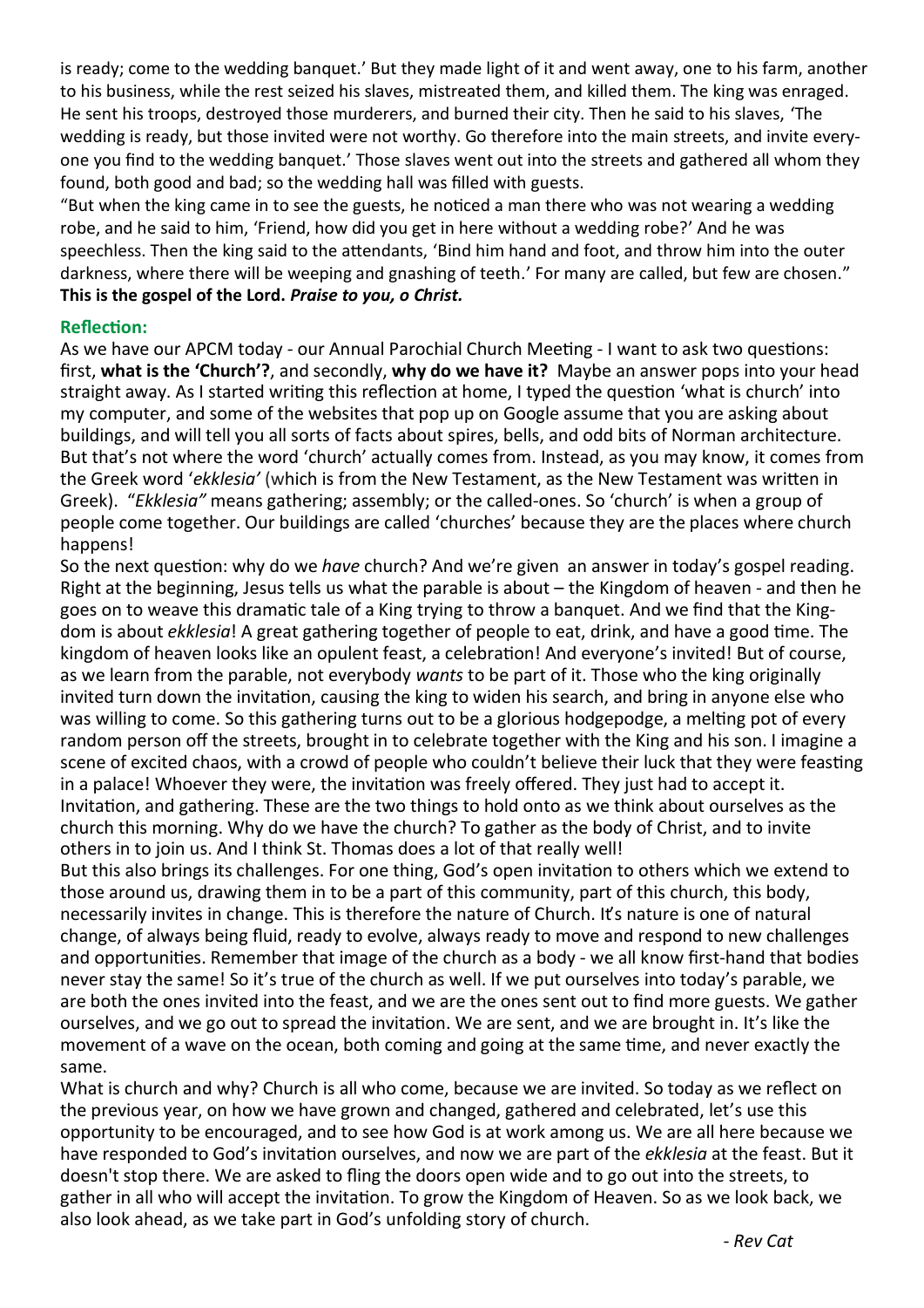is ready; come to the wedding banquet.' But they made light of it and went away, one to his farm, another to his business, while the rest seized his slaves, mistreated them, and killed them. The king was enraged. He sent his troops, destroyed those murderers, and burned their city. Then he said to his slaves, 'The wedding is ready, but those invited were not worthy. Go therefore into the main streets, and invite everyone you find to the wedding banquet.' Those slaves went out into the streets and gathered all whom they found, both good and bad; so the wedding hall was filled with guests.

"But when the king came in to see the guests, he noticed a man there who was not wearing a wedding robe, and he said to him, 'Friend, how did you get in here without a wedding robe?' And he was speechless. Then the king said to the attendants, 'Bind him hand and foot, and throw him into the outer darkness, where there will be weeping and gnashing of teeth.' For many are called, but few are chosen."

**This is the gospel of the Lord.** ***Praise to you, o Christ.***

### Reflection:

As we have our APCM today - our Annual Parochial Church Meeting - I want to ask two questions: first, **what is the 'Church'?**, and secondly, **why do we have it?** Maybe an answer pops into your head straight away. As I started writing this reflection at home, I typed the question 'what is church' into my computer, and some of the websites that pop up on Google assume that you are asking about buildings, and will tell you all sorts of facts about spires, bells, and odd bits of Norman architecture. But that's not where the word 'church' actually comes from. Instead, as you may know, it comes from the Greek word '*ekklesia'* (which is from the New Testament, as the New Testament was written in Greek). "*Ekklesia"* means gathering; assembly; or the called-ones. So 'church' is when a group of people come together. Our buildings are called 'churches' because they are the places where church happens!

So the next question: why do we *have* church? And we're given an answer in today's gospel reading. Right at the beginning, Jesus tells us what the parable is about – the Kingdom of heaven - and then he goes on to weave this dramatic tale of a King trying to throw a banquet. And we find that the Kingdom is about *ekklesia*! A great gathering together of people to eat, drink, and have a good time. The kingdom of heaven looks like an opulent feast, a celebration! And everyone's invited! But of course, as we learn from the parable, not everybody *wants* to be part of it. Those who the king originally invited turn down the invitation, causing the king to widen his search, and bring in anyone else who was willing to come. So this gathering turns out to be a glorious hodgepodge, a melting pot of every random person off the streets, brought in to celebrate together with the King and his son. I imagine a scene of excited chaos, with a crowd of people who couldn't believe their luck that they were feasting in a palace! Whoever they were, the invitation was freely offered. They just had to accept it.

Invitation, and gathering. These are the two things to hold onto as we think about ourselves as the church this morning. Why do we have the church? To gather as the body of Christ, and to invite others in to join us. And I think St. Thomas does a lot of that really well!

But this also brings its challenges. For one thing, God's open invitation to others which we extend to those around us, drawing them in to be a part of this community, part of this church, this body, necessarily invites in change. This is therefore the nature of Church. It's nature is one of natural change, of always being fluid, ready to evolve, always ready to move and respond to new challenges and opportunities. Remember that image of the church as a body - we all know first-hand that bodies never stay the same! So it's true of the church as well. If we put ourselves into today's parable, we are both the ones invited into the feast, and we are the ones sent out to find more guests. We gather ourselves, and we go out to spread the invitation. We are sent, and we are brought in. It's like the movement of a wave on the ocean, both coming and going at the same time, and never exactly the same.

What is church and why? Church is all who come, because we are invited. So today as we reflect on the previous year, on how we have grown and changed, gathered and celebrated, let's use this opportunity to be encouraged, and to see how God is at work among us. We are all here because we have responded to God's invitation ourselves, and now we are part of the *ekklesia* at the feast. But it doesn't stop there. We are asked to fling the doors open wide and to go out into the streets, to gather in all who will accept the invitation. To grow the Kingdom of Heaven. So as we look back, we also look ahead, as we take part in God's unfolding story of church.

*- Rev Cat*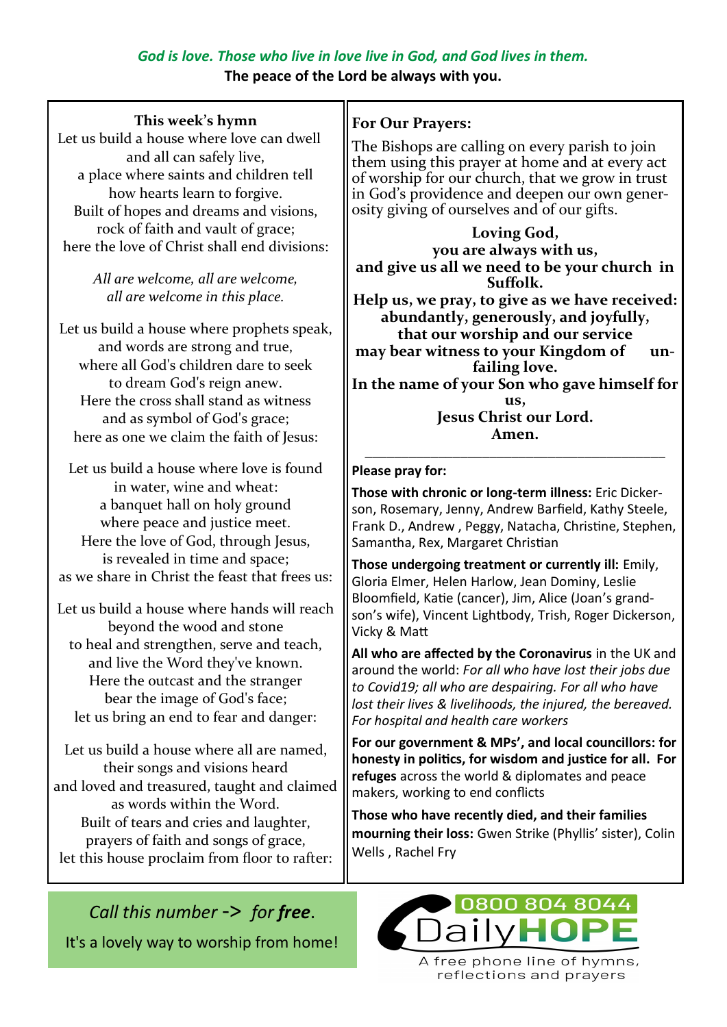*God is love. Those who live in love live in God, and God lives in them.*

**The peace of the Lord be always with you.**

**This week's hymn**

Let us build a house where love can dwell
and all can safely live,
a place where saints and children tell
how hearts learn to forgive.
Built of hopes and dreams and visions,
rock of faith and vault of grace;
here the love of Christ shall end divisions:

*All are welcome, all are welcome,*
*all are welcome in this place.*

Let us build a house where prophets speak,
and words are strong and true,
where all God's children dare to seek
to dream God's reign anew.
Here the cross shall stand as witness
and as symbol of God's grace;
here as one we claim the faith of Jesus:

Let us build a house where love is found
in water, wine and wheat:
a banquet hall on holy ground
where peace and justice meet.
Here the love of God, through Jesus,
is revealed in time and space;
as we share in Christ the feast that frees us:

Let us build a house where hands will reach
beyond the wood and stone
to heal and strengthen, serve and teach,
and live the Word they've known.
Here the outcast and the stranger
bear the image of God's face;
let us bring an end to fear and danger:

Let us build a house where all are named,
their songs and visions heard
and loved and treasured, taught and claimed
as words within the Word.
Built of tears and cries and laughter,
prayers of faith and songs of grace,
let this house proclaim from floor to rafter:

**For Our Prayers:**

The Bishops are calling on every parish to join them using this prayer at home and at every act of worship for our church, that we grow in trust in God's providence and deepen our own generosity giving of ourselves and of our gifts.

**Loving God,**
**you are always with us,**
**and give us all we need to be your church in Suffolk.**
**Help us, we pray, to give as we have received:**
**abundantly, generously, and joyfully,**
**that our worship and our service**
**may bear witness to your Kingdom of unfailing love.**
**In the name of your Son who gave himself for us,**
**Jesus Christ our Lord.**
**Amen.**

---

**Please pray for:**

**Those with chronic or long-term illness:** Eric Dickerson, Rosemary, Jenny, Andrew Barfield, Kathy Steele, Frank D., Andrew , Peggy, Natacha, Christine, Stephen, Samantha, Rex, Margaret Christian

**Those undergoing treatment or currently ill:** Emily, Gloria Elmer, Helen Harlow, Jean Dominy, Leslie Bloomfield, Katie (cancer), Jim, Alice (Joan's grandson's wife), Vincent Lightbody, Trish, Roger Dickerson, Vicky & Matt

**All who are affected by the Coronavirus** in the UK and around the world: *For all who have lost their jobs due to Covid19; all who are despairing. For all who have lost their lives & livelihoods, the injured, the bereaved. For hospital and health care workers*

**For our government & MPs', and local councillors: for honesty in politics, for wisdom and justice for all. For refuges** across the world & diplomates and peace makers, working to end conflicts

**Those who have recently died, and their families mourning their loss:** Gwen Strike (Phyllis' sister), Colin Wells , Rachel Fry

*Call this number -> for* ***free****.*

It's a lovely way to worship from home!

0800 804 8044
DailyHOPE
A free phone line of hymns, reflections and prayers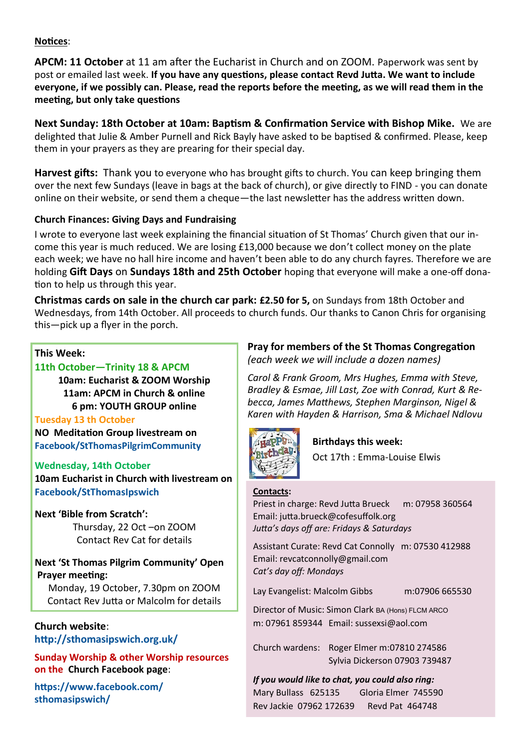**Notices**:

**APCM: 11 October** at 11 am after the Eucharist in Church and on ZOOM. Paperwork was sent by post or emailed last week. **If you have any questions, please contact Revd Jutta. We want to include everyone, if we possibly can. Please, read the reports before the meeting, as we will read them in the meeting, but only take questions**

**Next Sunday: 18th October at 10am: Baptism & Confirmation Service with Bishop Mike.** We are delighted that Julie & Amber Purnell and Rick Bayly have asked to be baptised & confirmed. Please, keep them in your prayers as they are prearing for their special day.

**Harvest gifts:** Thank you to everyone who has brought gifts to church. You can keep bringing them over the next few Sundays (leave in bags at the back of church), or give directly to FIND - you can donate online on their website, or send them a cheque—the last newsletter has the address written down.

**Church Finances: Giving Days and Fundraising**

I wrote to everyone last week explaining the financial situation of St Thomas' Church given that our income this year is much reduced. We are losing £13,000 because we don't collect money on the plate each week; we have no hall hire income and haven't been able to do any church fayres. Therefore we are holding **Gift Days** on **Sundays 18th and 25th October** hoping that everyone will make a one-off donation to help us through this year.

**Christmas cards on sale in the church car park: £2.50 for 5,** on Sundays from 18th October and Wednesdays, from 14th October. All proceeds to church funds. Our thanks to Canon Chris for organising this—pick up a flyer in the porch.

**This Week:**

**11th October—Trinity 18 & APCM**

**10am: Eucharist & ZOOM Worship**
**11am: APCM in Church & online**
**6 pm: YOUTH GROUP online**

**Tuesday 13 th October**

**NO Meditation Group livestream on Facebook/StThomasPilgrimCommunity**

**Wednesday, 14th October**

**10am Eucharist in Church with livestream on Facebook/StThomasIpswich**

**Next 'Bible from Scratch':**
Thursday, 22 Oct –on ZOOM
Contact Rev Cat for details

**Next 'St Thomas Pilgrim Community' Open Prayer meeting:**
Monday, 19 October, 7.30pm on ZOOM
Contact Rev Jutta or Malcolm for details

**Church website**:
**http://sthomasipswich.org.uk/**

**Sunday Worship & other Worship resources on the Church Facebook page**:

**https://www.facebook.com/sthomasipswich/**

**Pray for members of the St Thomas Congregation**
*(each week we will include a dozen names)*

*Carol & Frank Groom, Mrs Hughes, Emma with Steve, Bradley & Esmae, Jill Last, Zoe with Conrad, Kurt & Rebecca, James Matthews, Stephen Marginson, Nigel & Karen with Hayden & Harrison, Sma & Michael Ndlovu*

**Birthdays this week:**
Oct 17th : Emma-Louise Elwis

**Contacts:**

Priest in charge: Revd Jutta Brueck m: 07958 360564
Email: jutta.brueck@cofesuffolk.org
*Jutta's days off are: Fridays & Saturdays*

Assistant Curate: Revd Cat Connolly m: 07530 412988
Email: revcatconnolly@gmail.com
*Cat's day off: Mondays*

Lay Evangelist: Malcolm Gibbs m:07906 665530

Director of Music: Simon Clark BA (Hons) FLCM ARCO
m: 07961 859344 Email: sussexsi@aol.com

Church wardens: Roger Elmer m:07810 274586
Sylvia Dickerson 07903 739487

***If you would like to chat, you could also ring:***
Mary Bullass 625135 Gloria Elmer 745590
Rev Jackie 07962 172639 Revd Pat 464748